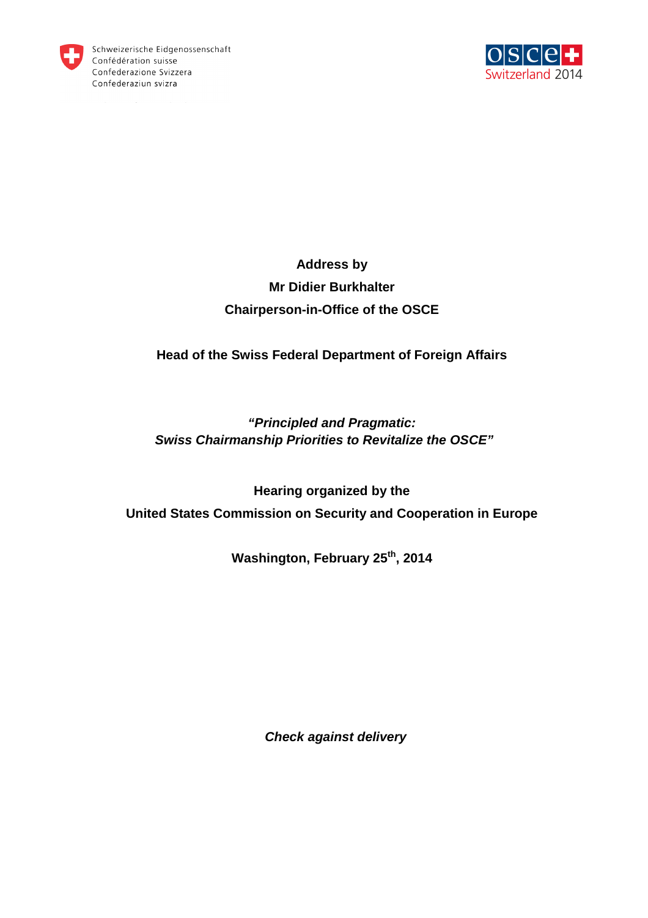Schweizerische Eidgenossenschaft
Confédération suisse
Confederazione Svizzera
Confederaziun svizra

OSCE Switzerland 2014

**Address by**

**Mr Didier Burkhalter**

**Chairperson-in-Office of the OSCE**

**Head of the Swiss Federal Department of Foreign Affairs**

***"Principled and Pragmatic:***
***Swiss Chairmanship Priorities to Revitalize the OSCE"***

**Hearing organized by the**

**United States Commission on Security and Cooperation in Europe**

**Washington, February 25th, 2014**

***Check against delivery***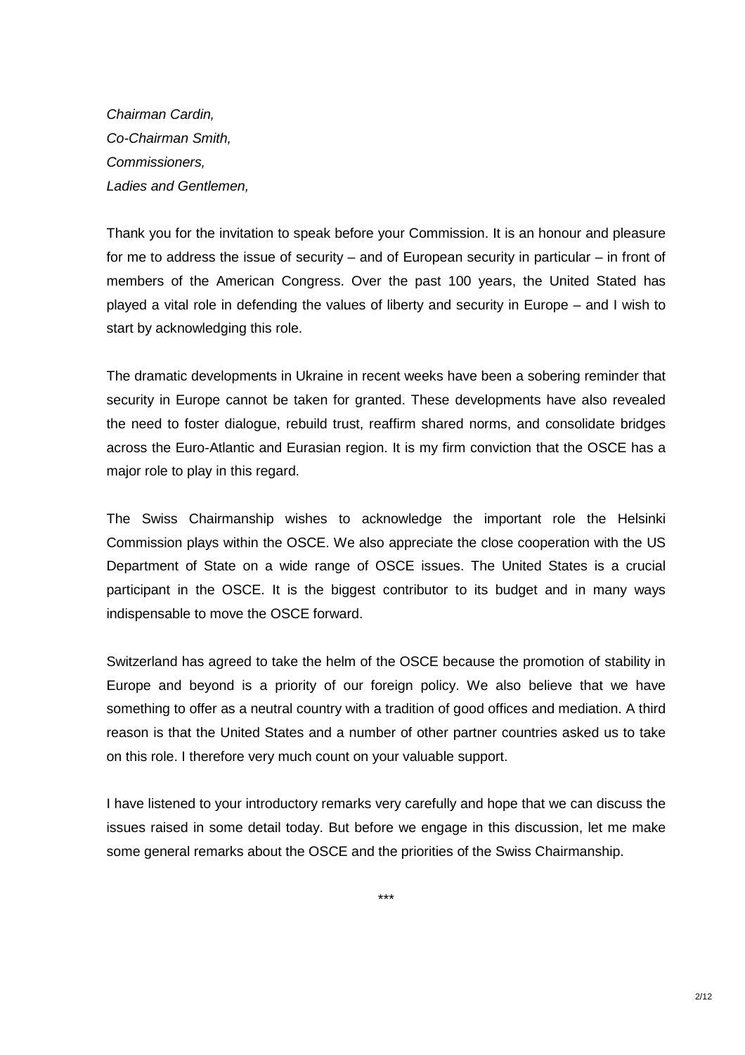*Chairman Cardin,*
*Co-Chairman Smith,*
*Commissioners,*
*Ladies and Gentlemen,*

Thank you for the invitation to speak before your Commission. It is an honour and pleasure for me to address the issue of security – and of European security in particular – in front of members of the American Congress. Over the past 100 years, the United Stated has played a vital role in defending the values of liberty and security in Europe – and I wish to start by acknowledging this role.

The dramatic developments in Ukraine in recent weeks have been a sobering reminder that security in Europe cannot be taken for granted. These developments have also revealed the need to foster dialogue, rebuild trust, reaffirm shared norms, and consolidate bridges across the Euro-Atlantic and Eurasian region. It is my firm conviction that the OSCE has a major role to play in this regard.

The Swiss Chairmanship wishes to acknowledge the important role the Helsinki Commission plays within the OSCE. We also appreciate the close cooperation with the US Department of State on a wide range of OSCE issues. The United States is a crucial participant in the OSCE. It is the biggest contributor to its budget and in many ways indispensable to move the OSCE forward.

Switzerland has agreed to take the helm of the OSCE because the promotion of stability in Europe and beyond is a priority of our foreign policy. We also believe that we have something to offer as a neutral country with a tradition of good offices and mediation. A third reason is that the United States and a number of other partner countries asked us to take on this role. I therefore very much count on your valuable support.

I have listened to your introductory remarks very carefully and hope that we can discuss the issues raised in some detail today. But before we engage in this discussion, let me make some general remarks about the OSCE and the priorities of the Swiss Chairmanship.

***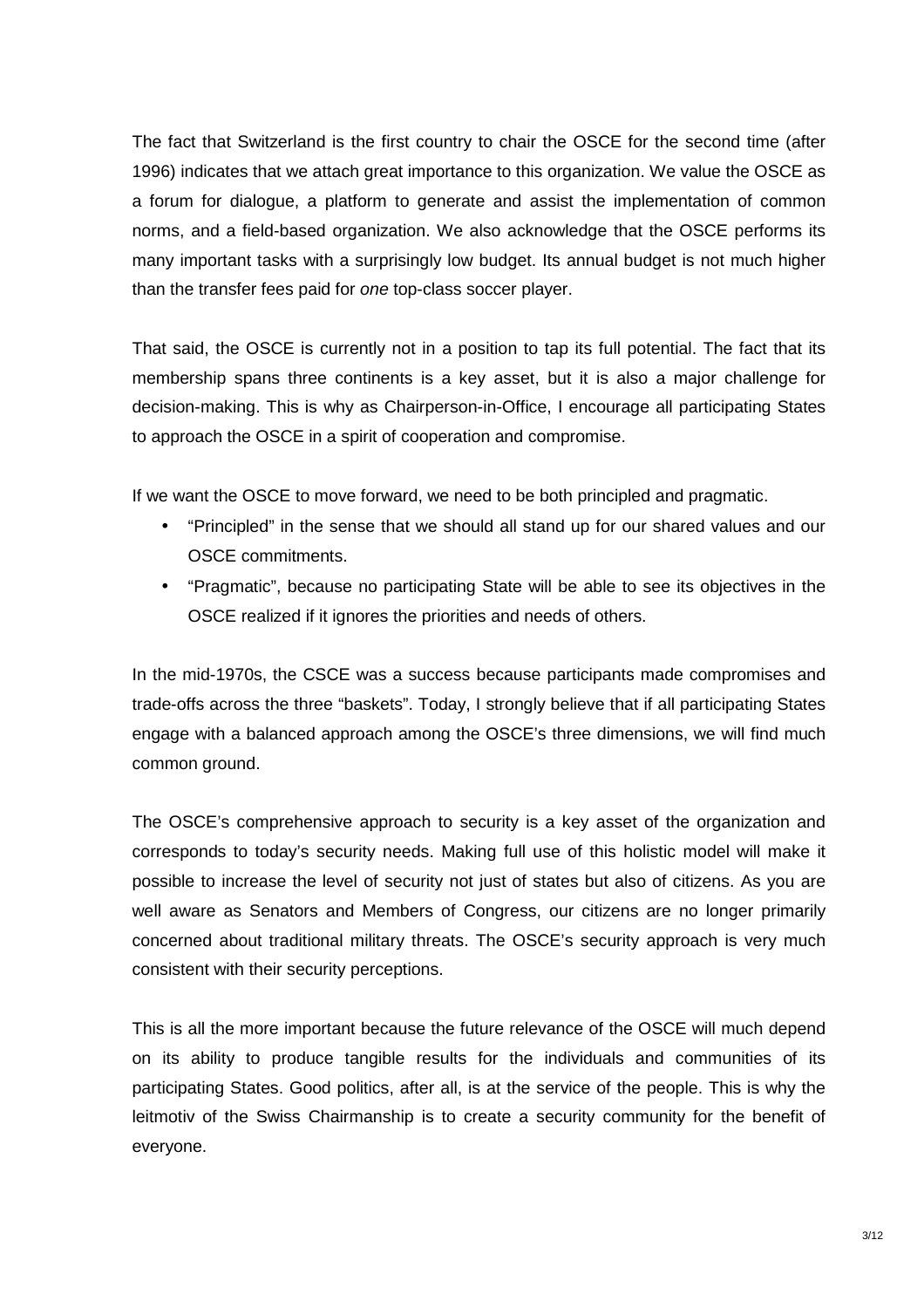The fact that Switzerland is the first country to chair the OSCE for the second time (after 1996) indicates that we attach great importance to this organization. We value the OSCE as a forum for dialogue, a platform to generate and assist the implementation of common norms, and a field-based organization. We also acknowledge that the OSCE performs its many important tasks with a surprisingly low budget. Its annual budget is not much higher than the transfer fees paid for *one* top-class soccer player.

That said, the OSCE is currently not in a position to tap its full potential. The fact that its membership spans three continents is a key asset, but it is also a major challenge for decision-making. This is why as Chairperson-in-Office, I encourage all participating States to approach the OSCE in a spirit of cooperation and compromise.

If we want the OSCE to move forward, we need to be both principled and pragmatic.

- "Principled" in the sense that we should all stand up for our shared values and our OSCE commitments.
- "Pragmatic", because no participating State will be able to see its objectives in the OSCE realized if it ignores the priorities and needs of others.

In the mid-1970s, the CSCE was a success because participants made compromises and trade-offs across the three "baskets". Today, I strongly believe that if all participating States engage with a balanced approach among the OSCE's three dimensions, we will find much common ground.

The OSCE's comprehensive approach to security is a key asset of the organization and corresponds to today's security needs. Making full use of this holistic model will make it possible to increase the level of security not just of states but also of citizens. As you are well aware as Senators and Members of Congress, our citizens are no longer primarily concerned about traditional military threats. The OSCE's security approach is very much consistent with their security perceptions.

This is all the more important because the future relevance of the OSCE will much depend on its ability to produce tangible results for the individuals and communities of its participating States. Good politics, after all, is at the service of the people. This is why the leitmotiv of the Swiss Chairmanship is to create a security community for the benefit of everyone.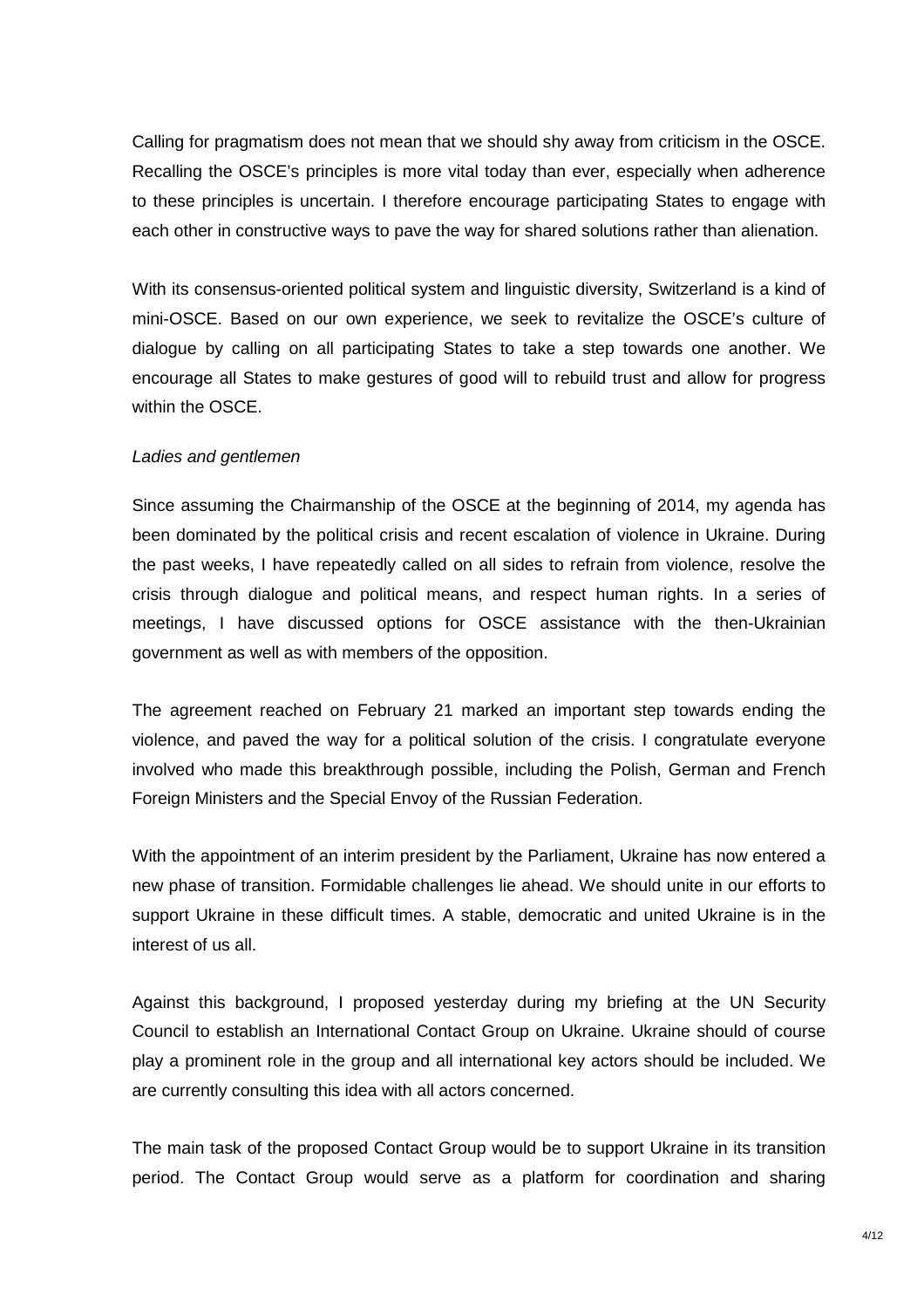Calling for pragmatism does not mean that we should shy away from criticism in the OSCE. Recalling the OSCE's principles is more vital today than ever, especially when adherence to these principles is uncertain. I therefore encourage participating States to engage with each other in constructive ways to pave the way for shared solutions rather than alienation.

With its consensus-oriented political system and linguistic diversity, Switzerland is a kind of mini-OSCE. Based on our own experience, we seek to revitalize the OSCE's culture of dialogue by calling on all participating States to take a step towards one another. We encourage all States to make gestures of good will to rebuild trust and allow for progress within the OSCE.

*Ladies and gentlemen*

Since assuming the Chairmanship of the OSCE at the beginning of 2014, my agenda has been dominated by the political crisis and recent escalation of violence in Ukraine. During the past weeks, I have repeatedly called on all sides to refrain from violence, resolve the crisis through dialogue and political means, and respect human rights. In a series of meetings, I have discussed options for OSCE assistance with the then-Ukrainian government as well as with members of the opposition.

The agreement reached on February 21 marked an important step towards ending the violence, and paved the way for a political solution of the crisis. I congratulate everyone involved who made this breakthrough possible, including the Polish, German and French Foreign Ministers and the Special Envoy of the Russian Federation.

With the appointment of an interim president by the Parliament, Ukraine has now entered a new phase of transition. Formidable challenges lie ahead. We should unite in our efforts to support Ukraine in these difficult times. A stable, democratic and united Ukraine is in the interest of us all.

Against this background, I proposed yesterday during my briefing at the UN Security Council to establish an International Contact Group on Ukraine. Ukraine should of course play a prominent role in the group and all international key actors should be included. We are currently consulting this idea with all actors concerned.

The main task of the proposed Contact Group would be to support Ukraine in its transition period. The Contact Group would serve as a platform for coordination and sharing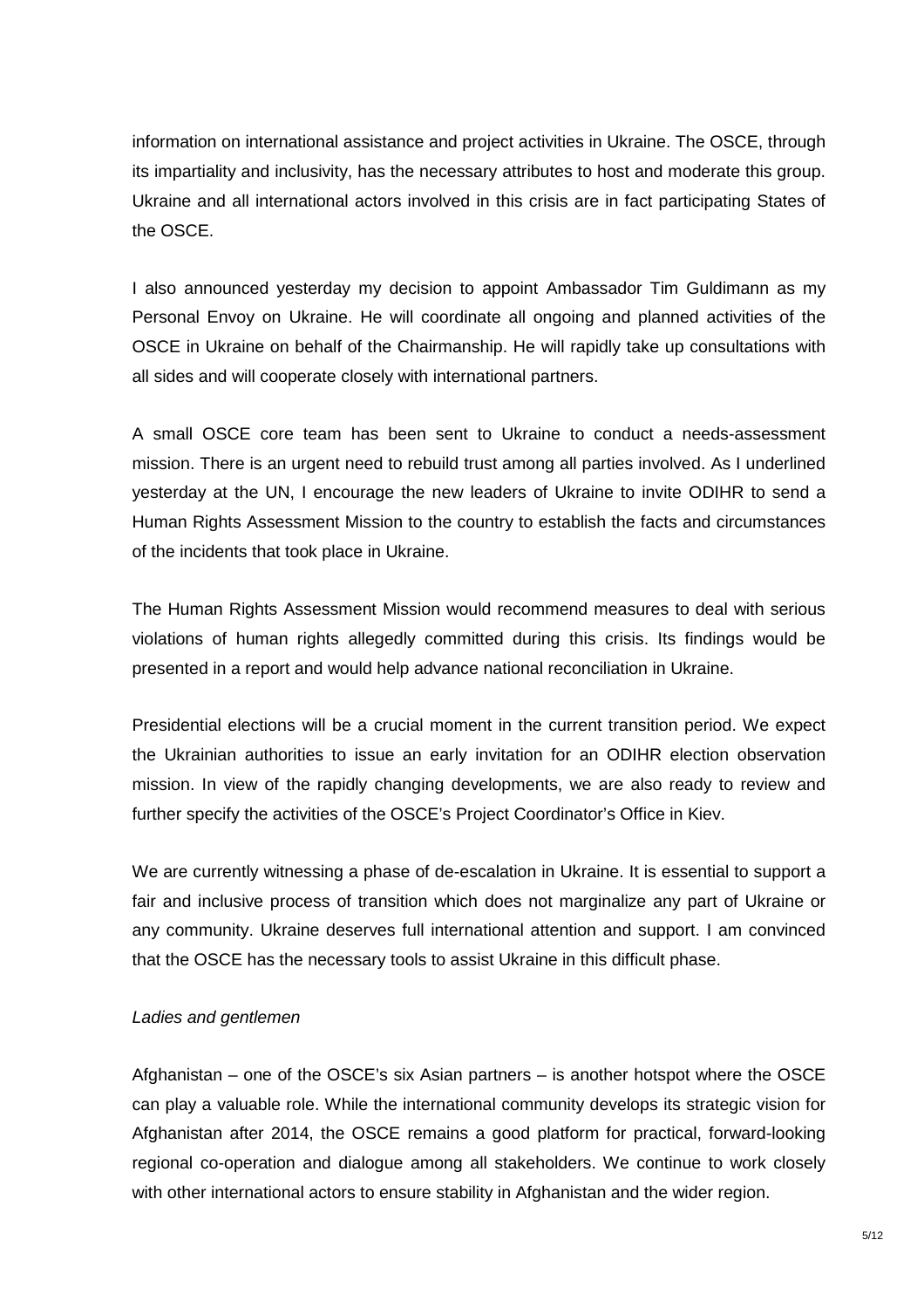information on international assistance and project activities in Ukraine. The OSCE, through its impartiality and inclusivity, has the necessary attributes to host and moderate this group. Ukraine and all international actors involved in this crisis are in fact participating States of the OSCE.

I also announced yesterday my decision to appoint Ambassador Tim Guldimann as my Personal Envoy on Ukraine. He will coordinate all ongoing and planned activities of the OSCE in Ukraine on behalf of the Chairmanship. He will rapidly take up consultations with all sides and will cooperate closely with international partners.

A small OSCE core team has been sent to Ukraine to conduct a needs-assessment mission. There is an urgent need to rebuild trust among all parties involved. As I underlined yesterday at the UN, I encourage the new leaders of Ukraine to invite ODIHR to send a Human Rights Assessment Mission to the country to establish the facts and circumstances of the incidents that took place in Ukraine.

The Human Rights Assessment Mission would recommend measures to deal with serious violations of human rights allegedly committed during this crisis. Its findings would be presented in a report and would help advance national reconciliation in Ukraine.

Presidential elections will be a crucial moment in the current transition period. We expect the Ukrainian authorities to issue an early invitation for an ODIHR election observation mission. In view of the rapidly changing developments, we are also ready to review and further specify the activities of the OSCE's Project Coordinator's Office in Kiev.

We are currently witnessing a phase of de-escalation in Ukraine. It is essential to support a fair and inclusive process of transition which does not marginalize any part of Ukraine or any community. Ukraine deserves full international attention and support. I am convinced that the OSCE has the necessary tools to assist Ukraine in this difficult phase.

*Ladies and gentlemen*

Afghanistan – one of the OSCE's six Asian partners – is another hotspot where the OSCE can play a valuable role. While the international community develops its strategic vision for Afghanistan after 2014, the OSCE remains a good platform for practical, forward-looking regional co-operation and dialogue among all stakeholders. We continue to work closely with other international actors to ensure stability in Afghanistan and the wider region.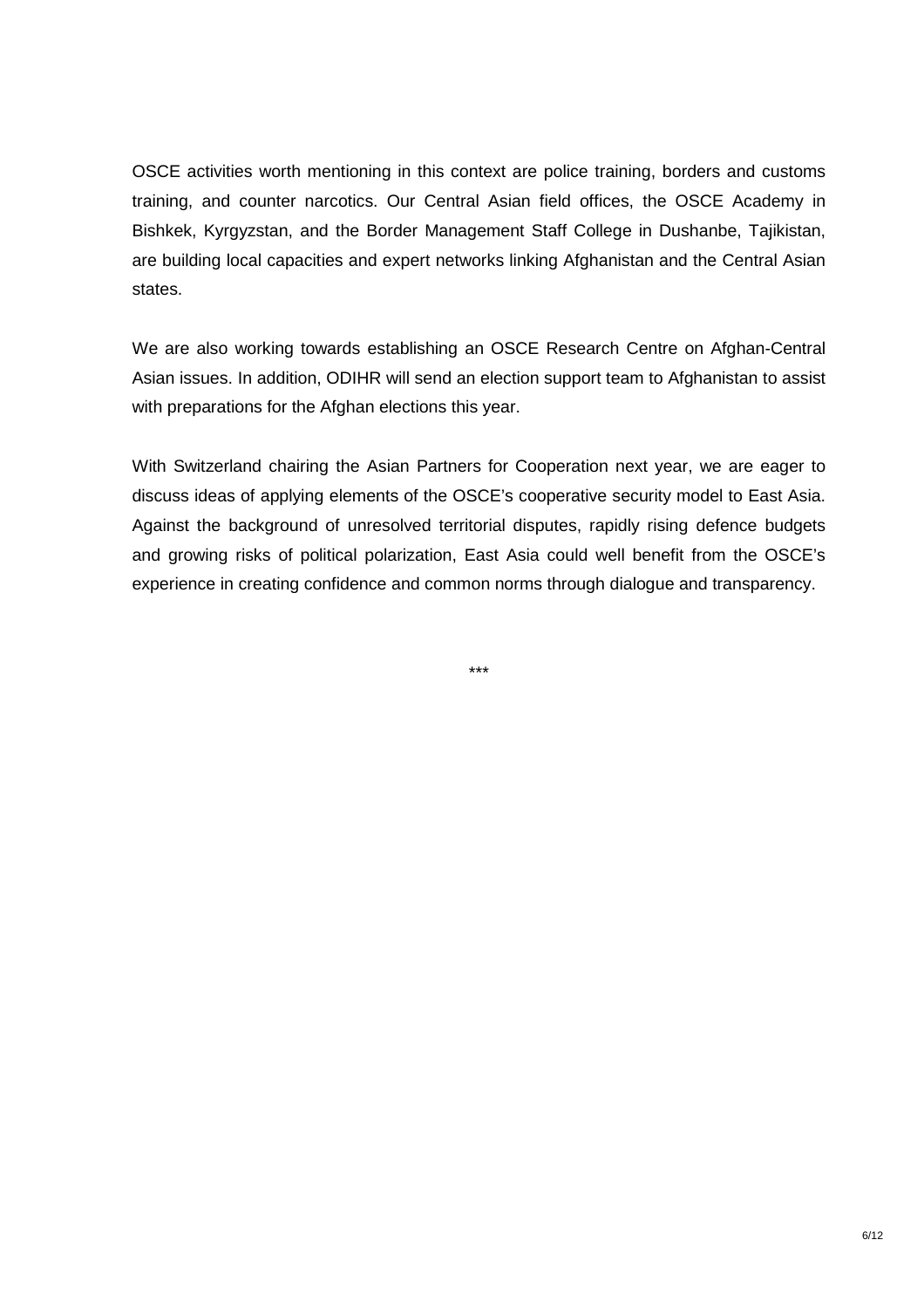OSCE activities worth mentioning in this context are police training, borders and customs training, and counter narcotics. Our Central Asian field offices, the OSCE Academy in Bishkek, Kyrgyzstan, and the Border Management Staff College in Dushanbe, Tajikistan, are building local capacities and expert networks linking Afghanistan and the Central Asian states.

We are also working towards establishing an OSCE Research Centre on Afghan-Central Asian issues. In addition, ODIHR will send an election support team to Afghanistan to assist with preparations for the Afghan elections this year.

With Switzerland chairing the Asian Partners for Cooperation next year, we are eager to discuss ideas of applying elements of the OSCE's cooperative security model to East Asia. Against the background of unresolved territorial disputes, rapidly rising defence budgets and growing risks of political polarization, East Asia could well benefit from the OSCE's experience in creating confidence and common norms through dialogue and transparency.

***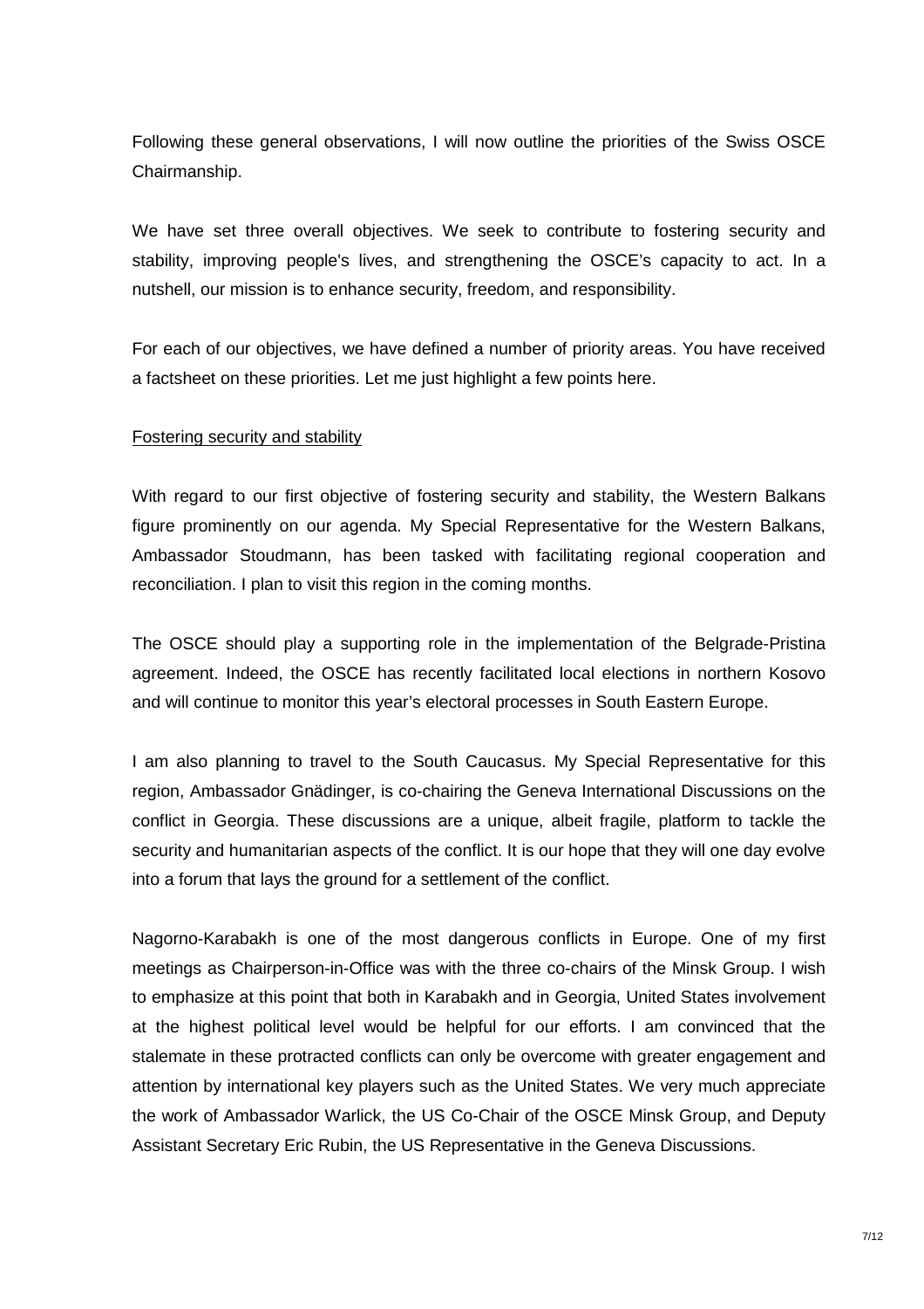Following these general observations, I will now outline the priorities of the Swiss OSCE Chairmanship.

We have set three overall objectives. We seek to contribute to fostering security and stability, improving people's lives, and strengthening the OSCE's capacity to act. In a nutshell, our mission is to enhance security, freedom, and responsibility.

For each of our objectives, we have defined a number of priority areas. You have received a factsheet on these priorities. Let me just highlight a few points here.

<u>Fostering security and stability</u>

With regard to our first objective of fostering security and stability, the Western Balkans figure prominently on our agenda. My Special Representative for the Western Balkans, Ambassador Stoudmann, has been tasked with facilitating regional cooperation and reconciliation. I plan to visit this region in the coming months.

The OSCE should play a supporting role in the implementation of the Belgrade-Pristina agreement. Indeed, the OSCE has recently facilitated local elections in northern Kosovo and will continue to monitor this year's electoral processes in South Eastern Europe.

I am also planning to travel to the South Caucasus. My Special Representative for this region, Ambassador Gnädinger, is co-chairing the Geneva International Discussions on the conflict in Georgia. These discussions are a unique, albeit fragile, platform to tackle the security and humanitarian aspects of the conflict. It is our hope that they will one day evolve into a forum that lays the ground for a settlement of the conflict.

Nagorno-Karabakh is one of the most dangerous conflicts in Europe. One of my first meetings as Chairperson-in-Office was with the three co-chairs of the Minsk Group. I wish to emphasize at this point that both in Karabakh and in Georgia, United States involvement at the highest political level would be helpful for our efforts. I am convinced that the stalemate in these protracted conflicts can only be overcome with greater engagement and attention by international key players such as the United States. We very much appreciate the work of Ambassador Warlick, the US Co-Chair of the OSCE Minsk Group, and Deputy Assistant Secretary Eric Rubin, the US Representative in the Geneva Discussions.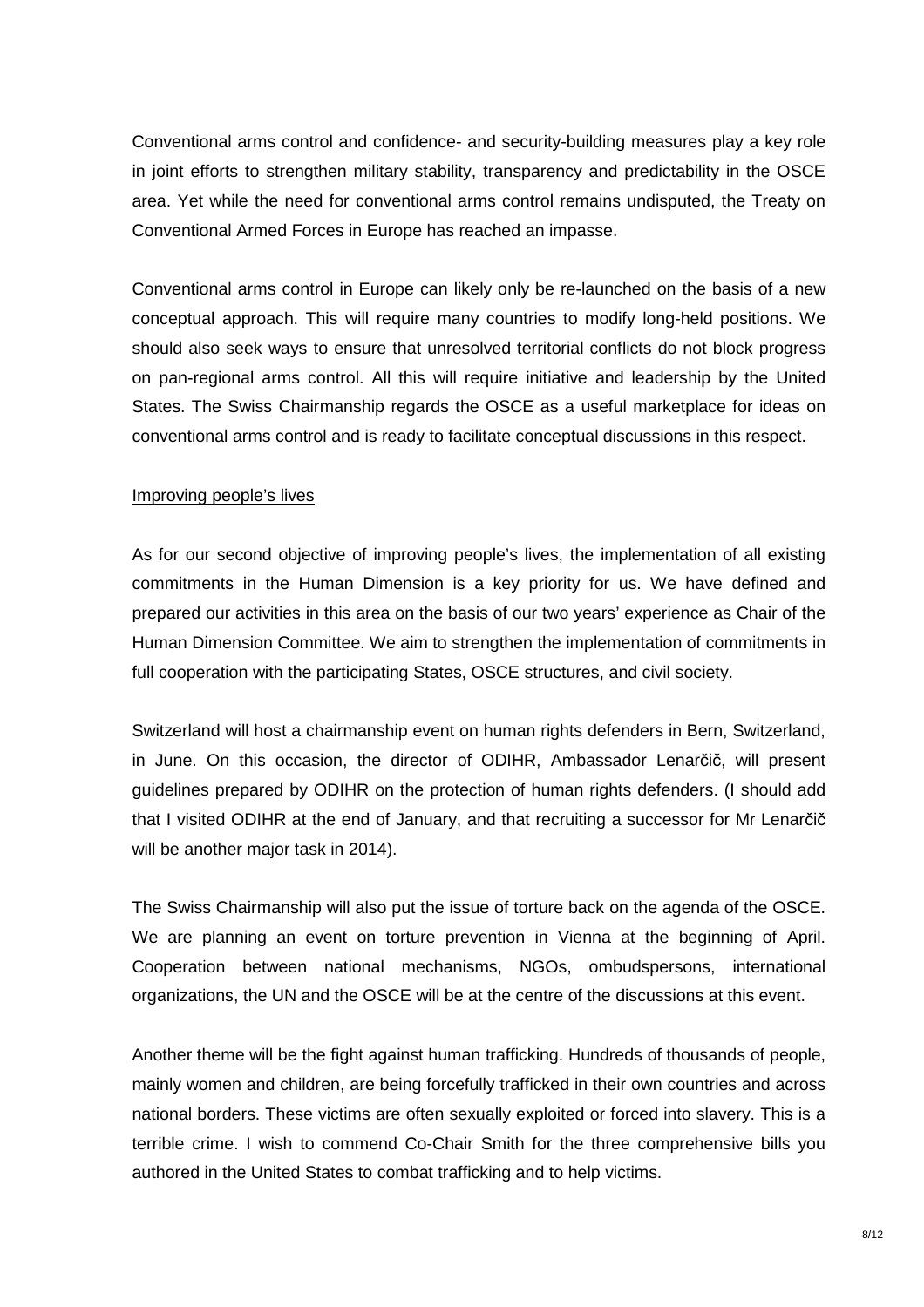Conventional arms control and confidence- and security-building measures play a key role in joint efforts to strengthen military stability, transparency and predictability in the OSCE area. Yet while the need for conventional arms control remains undisputed, the Treaty on Conventional Armed Forces in Europe has reached an impasse.

Conventional arms control in Europe can likely only be re-launched on the basis of a new conceptual approach. This will require many countries to modify long-held positions. We should also seek ways to ensure that unresolved territorial conflicts do not block progress on pan-regional arms control. All this will require initiative and leadership by the United States. The Swiss Chairmanship regards the OSCE as a useful marketplace for ideas on conventional arms control and is ready to facilitate conceptual discussions in this respect.

<u>Improving people's lives</u>

As for our second objective of improving people's lives, the implementation of all existing commitments in the Human Dimension is a key priority for us. We have defined and prepared our activities in this area on the basis of our two years' experience as Chair of the Human Dimension Committee. We aim to strengthen the implementation of commitments in full cooperation with the participating States, OSCE structures, and civil society.

Switzerland will host a chairmanship event on human rights defenders in Bern, Switzerland, in June. On this occasion, the director of ODIHR, Ambassador Lenarčič, will present guidelines prepared by ODIHR on the protection of human rights defenders. (I should add that I visited ODIHR at the end of January, and that recruiting a successor for Mr Lenarčič will be another major task in 2014).

The Swiss Chairmanship will also put the issue of torture back on the agenda of the OSCE. We are planning an event on torture prevention in Vienna at the beginning of April. Cooperation between national mechanisms, NGOs, ombudspersons, international organizations, the UN and the OSCE will be at the centre of the discussions at this event.

Another theme will be the fight against human trafficking. Hundreds of thousands of people, mainly women and children, are being forcefully trafficked in their own countries and across national borders. These victims are often sexually exploited or forced into slavery. This is a terrible crime. I wish to commend Co-Chair Smith for the three comprehensive bills you authored in the United States to combat trafficking and to help victims.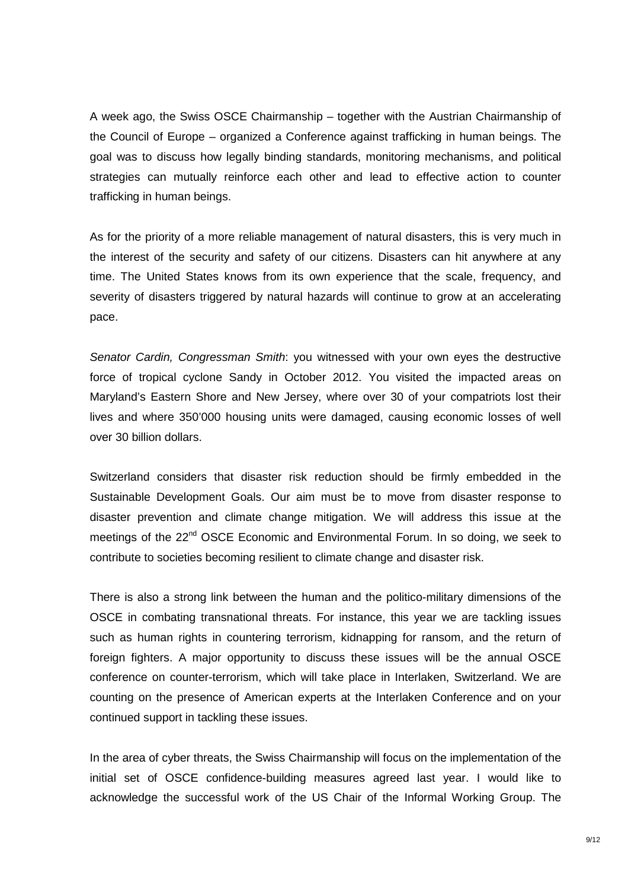A week ago, the Swiss OSCE Chairmanship – together with the Austrian Chairmanship of the Council of Europe – organized a Conference against trafficking in human beings. The goal was to discuss how legally binding standards, monitoring mechanisms, and political strategies can mutually reinforce each other and lead to effective action to counter trafficking in human beings.

As for the priority of a more reliable management of natural disasters, this is very much in the interest of the security and safety of our citizens. Disasters can hit anywhere at any time. The United States knows from its own experience that the scale, frequency, and severity of disasters triggered by natural hazards will continue to grow at an accelerating pace.

*Senator Cardin, Congressman Smith*: you witnessed with your own eyes the destructive force of tropical cyclone Sandy in October 2012. You visited the impacted areas on Maryland's Eastern Shore and New Jersey, where over 30 of your compatriots lost their lives and where 350'000 housing units were damaged, causing economic losses of well over 30 billion dollars.

Switzerland considers that disaster risk reduction should be firmly embedded in the Sustainable Development Goals. Our aim must be to move from disaster response to disaster prevention and climate change mitigation. We will address this issue at the meetings of the 22nd OSCE Economic and Environmental Forum. In so doing, we seek to contribute to societies becoming resilient to climate change and disaster risk.

There is also a strong link between the human and the politico-military dimensions of the OSCE in combating transnational threats. For instance, this year we are tackling issues such as human rights in countering terrorism, kidnapping for ransom, and the return of foreign fighters. A major opportunity to discuss these issues will be the annual OSCE conference on counter-terrorism, which will take place in Interlaken, Switzerland. We are counting on the presence of American experts at the Interlaken Conference and on your continued support in tackling these issues.

In the area of cyber threats, the Swiss Chairmanship will focus on the implementation of the initial set of OSCE confidence-building measures agreed last year. I would like to acknowledge the successful work of the US Chair of the Informal Working Group. The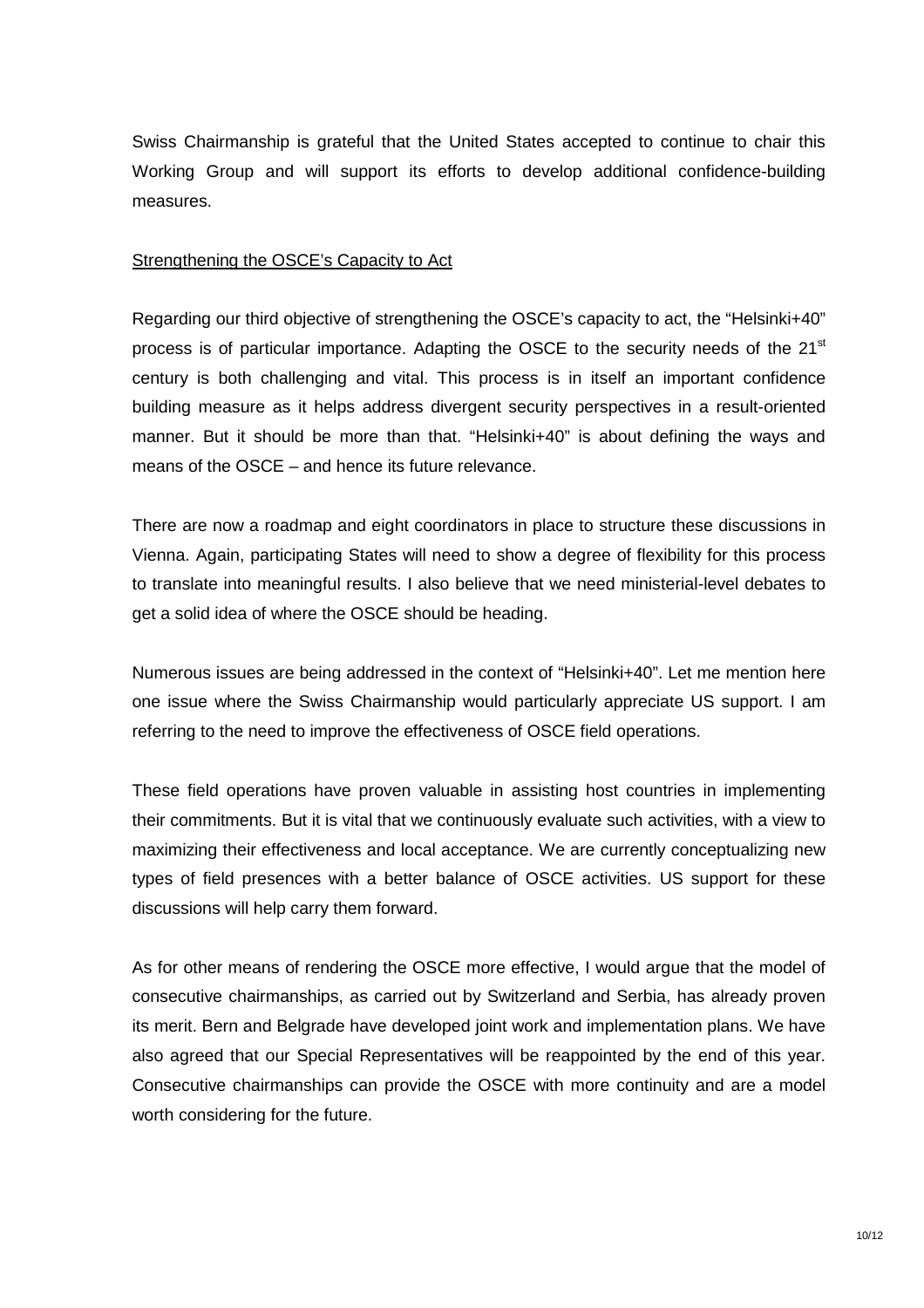Swiss Chairmanship is grateful that the United States accepted to continue to chair this Working Group and will support its efforts to develop additional confidence-building measures.

<u>Strengthening the OSCE's Capacity to Act</u>

Regarding our third objective of strengthening the OSCE's capacity to act, the "Helsinki+40" process is of particular importance. Adapting the OSCE to the security needs of the 21st century is both challenging and vital. This process is in itself an important confidence building measure as it helps address divergent security perspectives in a result-oriented manner. But it should be more than that. "Helsinki+40" is about defining the ways and means of the OSCE – and hence its future relevance.

There are now a roadmap and eight coordinators in place to structure these discussions in Vienna. Again, participating States will need to show a degree of flexibility for this process to translate into meaningful results. I also believe that we need ministerial-level debates to get a solid idea of where the OSCE should be heading.

Numerous issues are being addressed in the context of "Helsinki+40". Let me mention here one issue where the Swiss Chairmanship would particularly appreciate US support. I am referring to the need to improve the effectiveness of OSCE field operations.

These field operations have proven valuable in assisting host countries in implementing their commitments. But it is vital that we continuously evaluate such activities, with a view to maximizing their effectiveness and local acceptance. We are currently conceptualizing new types of field presences with a better balance of OSCE activities. US support for these discussions will help carry them forward.

As for other means of rendering the OSCE more effective, I would argue that the model of consecutive chairmanships, as carried out by Switzerland and Serbia, has already proven its merit. Bern and Belgrade have developed joint work and implementation plans. We have also agreed that our Special Representatives will be reappointed by the end of this year. Consecutive chairmanships can provide the OSCE with more continuity and are a model worth considering for the future.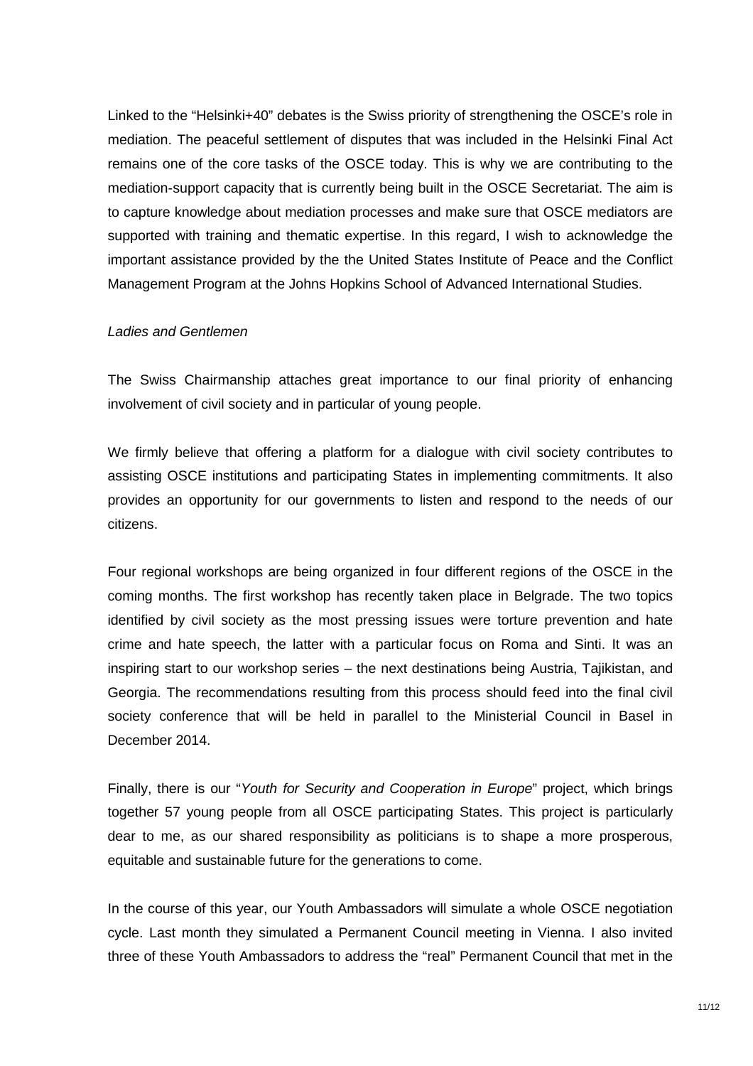Linked to the "Helsinki+40" debates is the Swiss priority of strengthening the OSCE's role in mediation. The peaceful settlement of disputes that was included in the Helsinki Final Act remains one of the core tasks of the OSCE today. This is why we are contributing to the mediation-support capacity that is currently being built in the OSCE Secretariat. The aim is to capture knowledge about mediation processes and make sure that OSCE mediators are supported with training and thematic expertise. In this regard, I wish to acknowledge the important assistance provided by the the United States Institute of Peace and the Conflict Management Program at the Johns Hopkins School of Advanced International Studies.

*Ladies and Gentlemen*

The Swiss Chairmanship attaches great importance to our final priority of enhancing involvement of civil society and in particular of young people.

We firmly believe that offering a platform for a dialogue with civil society contributes to assisting OSCE institutions and participating States in implementing commitments. It also provides an opportunity for our governments to listen and respond to the needs of our citizens.

Four regional workshops are being organized in four different regions of the OSCE in the coming months. The first workshop has recently taken place in Belgrade. The two topics identified by civil society as the most pressing issues were torture prevention and hate crime and hate speech, the latter with a particular focus on Roma and Sinti. It was an inspiring start to our workshop series – the next destinations being Austria, Tajikistan, and Georgia. The recommendations resulting from this process should feed into the final civil society conference that will be held in parallel to the Ministerial Council in Basel in December 2014.

Finally, there is our "*Youth for Security and Cooperation in Europe*" project, which brings together 57 young people from all OSCE participating States. This project is particularly dear to me, as our shared responsibility as politicians is to shape a more prosperous, equitable and sustainable future for the generations to come.

In the course of this year, our Youth Ambassadors will simulate a whole OSCE negotiation cycle. Last month they simulated a Permanent Council meeting in Vienna. I also invited three of these Youth Ambassadors to address the "real" Permanent Council that met in the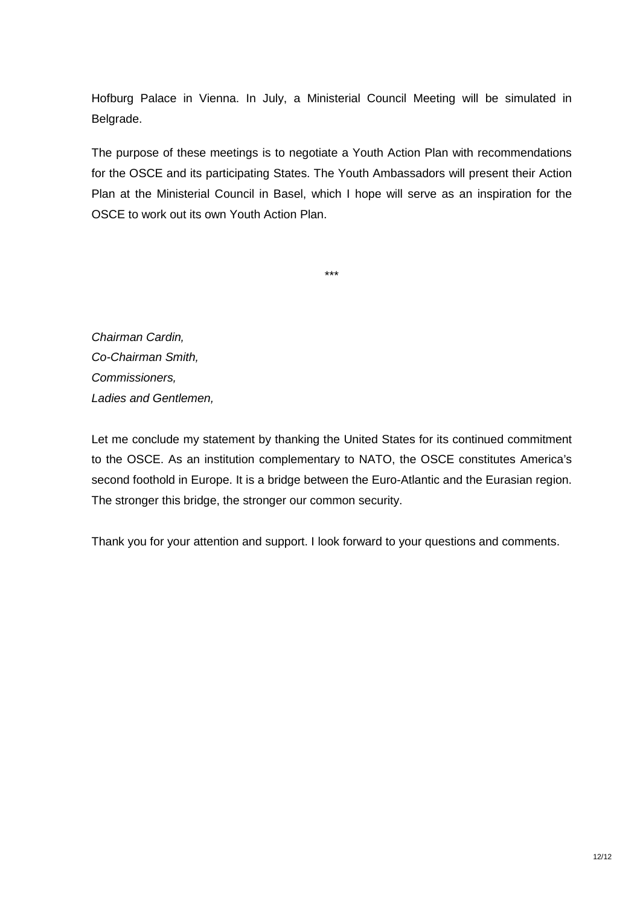Hofburg Palace in Vienna. In July, a Ministerial Council Meeting will be simulated in Belgrade.

The purpose of these meetings is to negotiate a Youth Action Plan with recommendations for the OSCE and its participating States. The Youth Ambassadors will present their Action Plan at the Ministerial Council in Basel, which I hope will serve as an inspiration for the OSCE to work out its own Youth Action Plan.

***

*Chairman Cardin,*
*Co-Chairman Smith,*
*Commissioners,*
*Ladies and Gentlemen,*

Let me conclude my statement by thanking the United States for its continued commitment to the OSCE. As an institution complementary to NATO, the OSCE constitutes America's second foothold in Europe. It is a bridge between the Euro-Atlantic and the Eurasian region. The stronger this bridge, the stronger our common security.

Thank you for your attention and support. I look forward to your questions and comments.